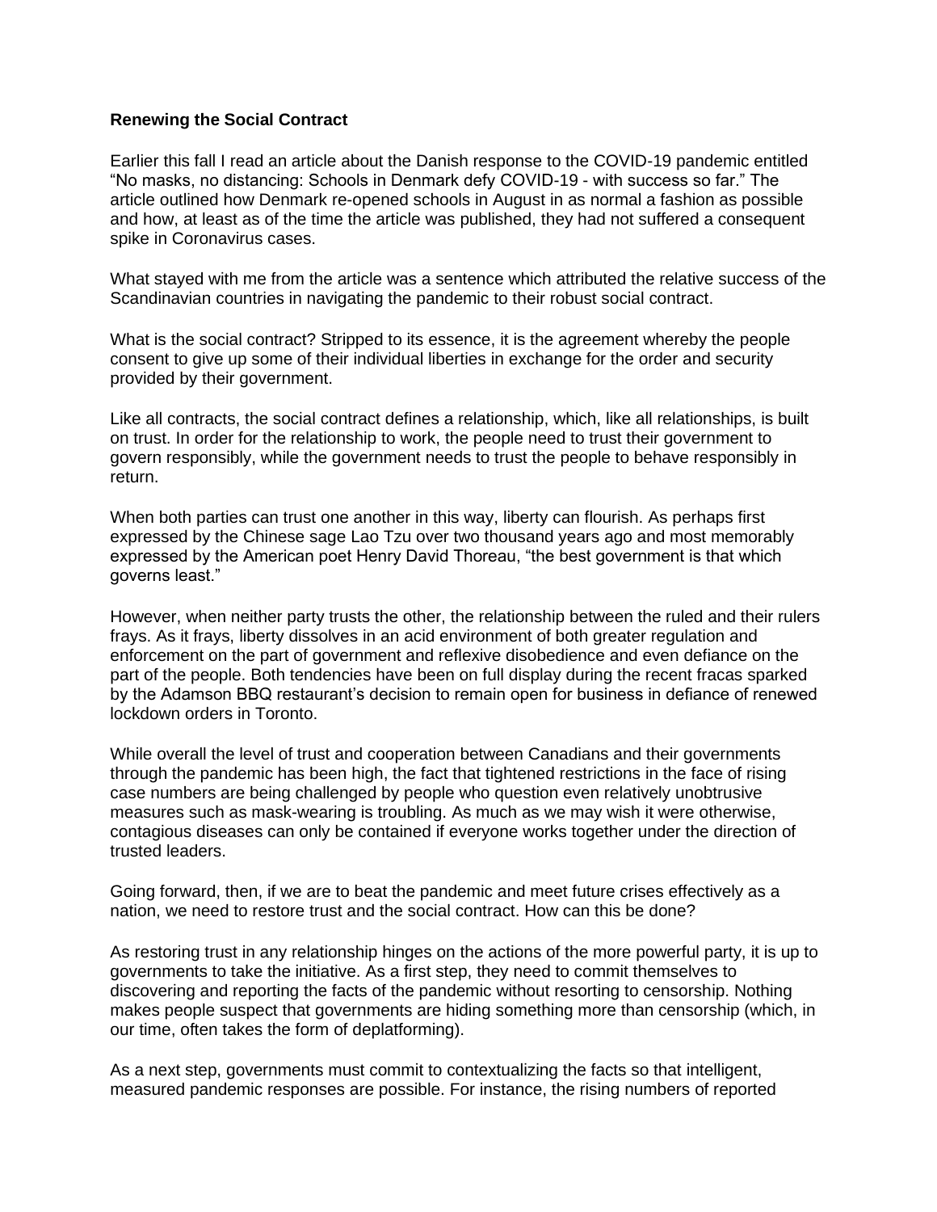**Renewing the Social Contract**

Earlier this fall I read an article about the Danish response to the COVID-19 pandemic entitled "No masks, no distancing: Schools in Denmark defy COVID-19 - with success so far." The article outlined how Denmark re-opened schools in August in as normal a fashion as possible and how, at least as of the time the article was published, they had not suffered a consequent spike in Coronavirus cases.

What stayed with me from the article was a sentence which attributed the relative success of the Scandinavian countries in navigating the pandemic to their robust social contract.

What is the social contract? Stripped to its essence, it is the agreement whereby the people consent to give up some of their individual liberties in exchange for the order and security provided by their government.

Like all contracts, the social contract defines a relationship, which, like all relationships, is built on trust. In order for the relationship to work, the people need to trust their government to govern responsibly, while the government needs to trust the people to behave responsibly in return.

When both parties can trust one another in this way, liberty can flourish. As perhaps first expressed by the Chinese sage Lao Tzu over two thousand years ago and most memorably expressed by the American poet Henry David Thoreau, "the best government is that which governs least."

However, when neither party trusts the other, the relationship between the ruled and their rulers frays. As it frays, liberty dissolves in an acid environment of both greater regulation and enforcement on the part of government and reflexive disobedience and even defiance on the part of the people. Both tendencies have been on full display during the recent fracas sparked by the Adamson BBQ restaurant's decision to remain open for business in defiance of renewed lockdown orders in Toronto.

While overall the level of trust and cooperation between Canadians and their governments through the pandemic has been high, the fact that tightened restrictions in the face of rising case numbers are being challenged by people who question even relatively unobtrusive measures such as mask-wearing is troubling. As much as we may wish it were otherwise, contagious diseases can only be contained if everyone works together under the direction of trusted leaders.

Going forward, then, if we are to beat the pandemic and meet future crises effectively as a nation, we need to restore trust and the social contract. How can this be done?

As restoring trust in any relationship hinges on the actions of the more powerful party, it is up to governments to take the initiative. As a first step, they need to commit themselves to discovering and reporting the facts of the pandemic without resorting to censorship. Nothing makes people suspect that governments are hiding something more than censorship (which, in our time, often takes the form of deplatforming).

As a next step, governments must commit to contextualizing the facts so that intelligent, measured pandemic responses are possible. For instance, the rising numbers of reported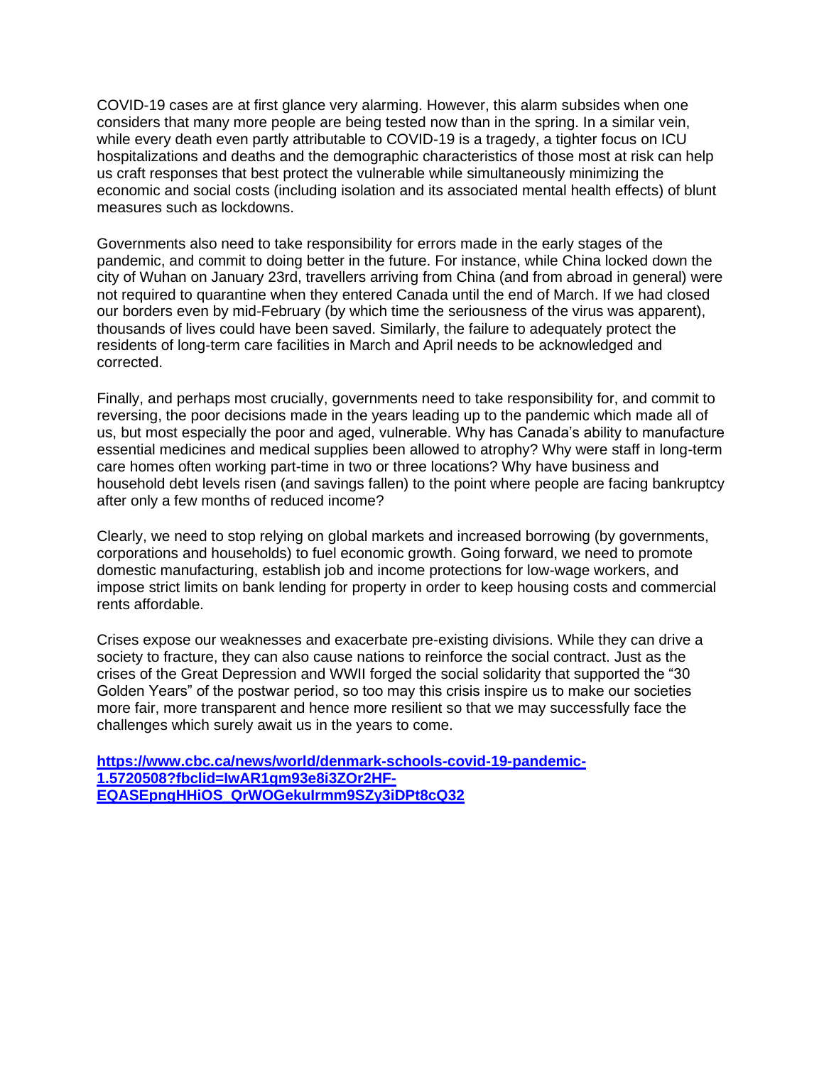COVID-19 cases are at first glance very alarming. However, this alarm subsides when one considers that many more people are being tested now than in the spring. In a similar vein, while every death even partly attributable to COVID-19 is a tragedy, a tighter focus on ICU hospitalizations and deaths and the demographic characteristics of those most at risk can help us craft responses that best protect the vulnerable while simultaneously minimizing the economic and social costs (including isolation and its associated mental health effects) of blunt measures such as lockdowns.

Governments also need to take responsibility for errors made in the early stages of the pandemic, and commit to doing better in the future. For instance, while China locked down the city of Wuhan on January 23rd, travellers arriving from China (and from abroad in general) were not required to quarantine when they entered Canada until the end of March. If we had closed our borders even by mid-February (by which time the seriousness of the virus was apparent), thousands of lives could have been saved. Similarly, the failure to adequately protect the residents of long-term care facilities in March and April needs to be acknowledged and corrected.

Finally, and perhaps most crucially, governments need to take responsibility for, and commit to reversing, the poor decisions made in the years leading up to the pandemic which made all of us, but most especially the poor and aged, vulnerable. Why has Canada's ability to manufacture essential medicines and medical supplies been allowed to atrophy? Why were staff in long-term care homes often working part-time in two or three locations? Why have business and household debt levels risen (and savings fallen) to the point where people are facing bankruptcy after only a few months of reduced income?

Clearly, we need to stop relying on global markets and increased borrowing (by governments, corporations and households) to fuel economic growth. Going forward, we need to promote domestic manufacturing, establish job and income protections for low-wage workers, and impose strict limits on bank lending for property in order to keep housing costs and commercial rents affordable.

Crises expose our weaknesses and exacerbate pre-existing divisions. While they can drive a society to fracture, they can also cause nations to reinforce the social contract. Just as the crises of the Great Depression and WWII forged the social solidarity that supported the "30 Golden Years" of the postwar period, so too may this crisis inspire us to make our societies more fair, more transparent and hence more resilient so that we may successfully face the challenges which surely await us in the years to come.

[https://www.cbc.ca/news/world/denmark-schools-covid-19-pandemic-1.5720508?fbclid=IwAR1gm93e8i3ZOr2HF-EQASEpngHHiOS_QrWOGekuIrmm9SZy3iDPt8cQ32](https://www.cbc.ca/news/world/denmark-schools-covid-19-pandemic-1.5720508?fbclid=IwAR1gm93e8i3ZOr2HF-EQASEpngHHiOS_QrWOGekuIrmm9SZy3iDPt8cQ32)